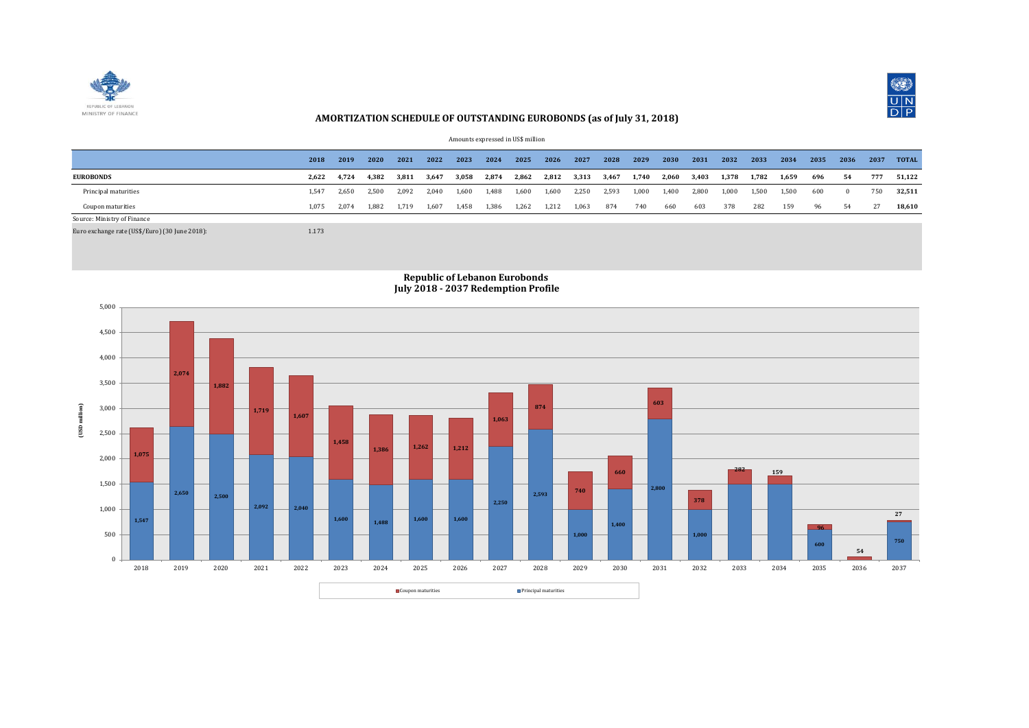REPUBLIC OF LEBANON
MINISTRY OF FINANCE

## AMORTIZATION SCHEDULE OF OUTSTANDING EUROBONDS (as of July 31, 2018)

Amounts expressed in US$ million

| | 2018 | 2019 | 2020 | 2021 | 2022 | 2023 | 2024 | 2025 | 2026 | 2027 | 2028 | 2029 | 2030 | 2031 | 2032 | 2033 | 2034 | 2035 | 2036 | 2037 | TOTAL |
|---|---|---|---|---|---|---|---|---|---|---|---|---|---|---|---|---|---|---|---|---|---|
| **EUROBONDS** | **2,622** | **4,724** | **4,382** | **3,811** | **3,647** | **3,058** | **2,874** | **2,862** | **2,812** | **3,313** | **3,467** | **1,740** | **2,060** | **3,403** | **1,378** | **1,782** | **1,659** | **696** | **54** | **777** | **51,122** |
| Principal maturities | 1,547 | 2,650 | 2,500 | 2,092 | 2,040 | 1,600 | 1,488 | 1,600 | 1,600 | 2,250 | 2,593 | 1,000 | 1,400 | 2,800 | 1,000 | 1,500 | 1,500 | 600 | 0 | 750 | **32,511** |
| Coupon maturities | 1,075 | 2,074 | 1,882 | 1,719 | 1,607 | 1,458 | 1,386 | 1,262 | 1,212 | 1,063 | 874 | 740 | 660 | 603 | 378 | 282 | 159 | 96 | 54 | 27 | **18,610** |

Source: Ministry of Finance

Euro exchange rate (US$/Euro) (30 June 2018): 1.173

**Republic of Lebanon Eurobonds**
**July 2018 - 2037 Redemption Profile**

| Year | Principal maturities (USD million) | Coupon maturities (USD million) |
|---|---|---|
| 2018 | 1,547 | 1,075 |
| 2019 | 2,650 | 2,074 |
| 2020 | 2,500 | 1,882 |
| 2021 | 2,092 | 1,719 |
| 2022 | 2,040 | 1,607 |
| 2023 | 1,600 | 1,458 |
| 2024 | 1,488 | 1,386 |
| 2025 | 1,600 | 1,262 |
| 2026 | 1,600 | 1,212 |
| 2027 | 2,250 | 1,063 |
| 2028 | 2,593 | 874 |
| 2029 | 1,000 | 740 |
| 2030 | 1,400 | 660 |
| 2031 | 2,800 | 603 |
| 2032 | 1,000 | 378 |
| 2033 | | 282 |
| 2034 | | 159 |
| 2035 | 600 | 96 |
| 2036 | | 54 |
| 2037 | 750 | 27 |

Coupon maturities | Principal maturities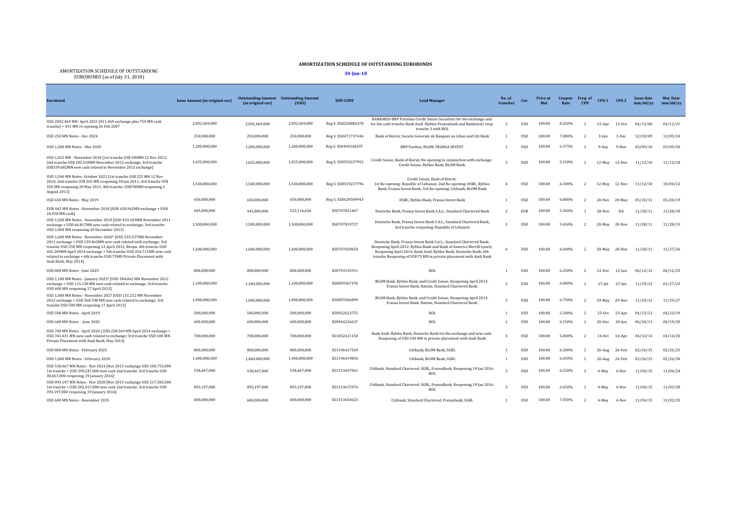AMORTIZATION SCHEDULE OF OUTSTANDING EUROBONDS (as of July 31, 2018)

## AMORTIZATION SCHEDULE OF OUTSTANDING EUROBONDS

**30-Jun-18**

| Eurobond | Issue Amount (in original cur) | Outstanding Amount (in original cur) | Outstanding Amount (USD) | ISIN CODE | Lead Manager | No. of tranches | Cur | Price at Mat | Coupon Rate | Freq. of CPN | CPN 1 | CPN 2 | Issue date mm/dd/yy | Mat. Date mm/dd/yy |
|---|---|---|---|---|---|---|---|---|---|---|---|---|---|---|
| USD 2092.469 MN- April 2021 [911.469 exchange plus 750 MN cash tranche] + 431 MN re-opening 26 Feb 2007 | 2,092,469,000 | 2,092,469,000 | 2,092,469,000 | Reg S: XS0250882478 | BANKMED-BNP Parisbas-Credit Suisse Securities for the exchange and for the cash tranche Bank Audi -Byblos-Fransabank and Bankmed/ reop tranche 3 with ROL | 3 | USD | 100.00 | 8.250% | 2 | 12-Apr | 12-Oct | 04/12/06 | 04/12/21 |
| USD 250 MN Notes - Dec 2024 | 250,000,000 | 250,000,000 | 250,000,000 | Reg S: XS0471737444 | Bank of Beirut, Societe Generale de Banques au Liban and Citi Bank | 1 | USD | 100.00 | 7.000% | 2 | 3-Jun | 3-Dec | 12/03/09 | 12/03/24 |
| USD 1,200 MN Notes - Mar 2020 | 1,200,000,000 | 1,200,000,000 | 1,200,000,000 | Reg S: XS0493540297 | BNP Paribas, BLOM, FRANSA INVEST. | 1 | USD | 100.00 | 6.375% | 2 | 9-Sep | 9-Mar | 03/09/10 | 03/09/20 |
| USD 1,025 MN - November 2018 [1st tranche US$ 500MN 12 Nov 2012; 2nd tranche US$ 185.318MN November 2012 exchange; 3rd tranche US$339.682MN new cash related to November 2012 exchange] | 1,025,000,000 | 1,025,000,000 | 1,025,000,000 | Reg S: XS0559237952 | Credit Suisse, Bank of Beirut; Re-opening in conjunction with exchange: Credit Suisse, Byblos Bank, BLOM Bank. | 3 | USD | 100.00 | 5.150% | 2 | 12-May | 12-Nov | 11/12/10 | 11/12/18 |
| USD 1,540 MN Notes- October 2022 [1st tranche US$ 225 MN 12 Nov 2010; 2nd tranche US$ 265 MN reopening 18 Jan 2011; 3rd tranche US$ 350 MN reopening 20 May 2011; 4th tranche: US$700MN reopening 2 August 2011] | 1,540,000,000 | 1,540,000,000 | 1,540,000,000 | Reg S: XS0559237796 | Credit Suisse, Bank of Beirut; 1st Re-opening: Republic of Lebanon; 2nd Re-opening: HSBC, Byblos Bank, Fransa Invest Bank; 3rd Re-opening: Citibank, BLOM Bank | 4 | USD | 100.00 | 6.100% | 2 | 12-May | 12-Nov | 11/12/10 | 10/04/22 |
| USD 650 MN Notes - May 2019 | 650,000,000 | 650,000,000 | 650,000,000 | Reg S: XS0629509943 | HSBC, Byblos Bank, Fransa Invest Bank | 1 | USD | 100.00 | 6.000% | 2 | 20-Nov | 20-May | 05/20/11 | 05/20/19 |
| EUR 445 MN Notes - November 2018 [EUR 420.942MN exchange + EUR 24.058 MN cash] | 445,000,000 | 445,000,000 | 522,116,626 | XS0707821467 | Deutsche Bank, Fransa Invest Bank S.A.L., Standard Chartered Bank | 2 | EUR | 100.00 | 5.350% | 1 | 28-Nov | NA | 11/28/11 | 11/28/18 |
| USD 1,500 MN Notes - November 2019 [USD 433.183MN November 2011 exchange + USD 66.817MN new cash related to exchange; 3rd tranche USD 1,000 MN reopening 20 December 2012] | 1,500,000,000 | 1,500,000,000 | 1,500,000,000 | XS0707819727 | Deutsche Bank, Fransa Invest Bank S.A.L., Standard Chartered Bank; 3rd tranche reopening: Republic of Lebanon | 3 | USD | 100.00 | 5.450% | 2 | 28-May | 28-Nov | 11/28/11 | 11/28/19 |
| USD 1,600 MN Notes - November 2026* [USD 235.537MN November 2011 exchange + USD 139.463MN new cash related with exchange; 3rd tranche USD 350 MN reopening 12 April 2012; Reopn. 4th tranche USD 445.289MN April 2014 exchange + 5th tranche USD 354.711MN new cash related to exchange + 6th tranche USD 75MN Private Placement with Audi Bank, May 2014] | 1,600,000,000 | 1,600,000,000 | 1,600,000,000 | XS0707820659 | Deutsche Bank, Fransa Invest Bank S.A.L., Standard Chartered Bank; Reopening April 2012: Byblos Bank and Bank of America Merrill Lynch; Reopening April 2014: Bank Audi, Byblos Bank, Deutsche Bank; 6th tranche Reopening of USD75 MN in private placement with Audi Bank | 6 | USD | 100.00 | 6.600% | 2 | 28-May | 28-Nov | 11/28/11 | 11/27/26 |
| USD 800 MN Notes - June 2025 | 800,000,000 | 800,000,000 | 800,000,000 | XS0793155911 | ROL | 1 | USD | 100.00 | 6.250% | 2 | 12-Dec | 12-Jun | 06/12/12 | 06/12/25 |
| USD 1,100 MN Notes - January 2023* [USD 384.862 MN November 2012 exchange + USD 115.138 MN new cash related to exchange; 3rd tranche USD 600 MN reopening 17 April 2013] | 1,100,000,000 | 1,100,000,000 | 1,100,000,000 | XS0859367194 | BLOM Bank, Byblos Bank, and Credit Suisse; Reopening April 2013: Fransa Invest Bank, Natixis, Standard Chartered Bank. | 3 | USD | 100.00 | 6.000% | 2 | 27-Jul | 27-Jan | 11/29/12 | 01/27/23 |
| USD 1,000 MN Notes - November 2027 [USD 131.212 MN November 2012 exchange + USD 368.788 MN new cash related to exchange; 3rd tranche USD 500 MN reopening 17 April 2013] | 1,000,000,000 | 1,000,000,000 | 1,000,000,000 | XS0859366899 | BLOM Bank, Byblos Bank, and Credit Suisse; Reopening April 2013: Fransa Invest Bank, Natixis, Standard Chartered Bank. | 3 | USD | 100.00 | 6.750% | 2 | 29-May | 29-Nov | 11/29/12 | 11/29/27 |
| USD 500 MN Notes - April 2019 | 500,000,000 | 500,000,000 | 500,000,000 | XS0922623755 | ROL | 1 | USD | 100.00 | 5.500% | 2 | 23-Oct | 23-Apr | 04/23/13 | 04/23/19 |
| USD 600 MN Notes - June 2020 | 600,000,000 | 600,000,000 | 600,000,000 | XS0944226637 | ROL | 1 | USD | 100.00 | 6.150% | 2 | 20-Dec | 20-Jun | 06/20/13 | 06/19/20 |
| USD 700 MN Notes - April 2020 [ USD 258.569 MN April 2014 exchange + USD 341.431 MN new cash related to exchange; 3rd tranche USD 100 MN Private Placement with Audi Bank, May 2014] | 700,000,000 | 700,000,000 | 700,000,000 | XS1052421150 | Bank Audi, Byblos Bank, Deutsche Bank for the exchange and new cash. Reopening of USD 100 MN in private placement with Audi Bank | 3 | USD | 100.00 | 5.800% | 2 | 14-Oct | 14-Apr | 04/14/14 | 04/14/20 |
| USD 800 MN Notes - February 2025 | 800,000,000 | 800,000,000 | 800,000,000 | XS1196417569 | Citibank, BLOM Bank, SGBL | 1 | USD | 100.00 | 6.200% | 2 | 26-Aug | 26-Feb | 02/26/15 | 02/26/25 |
| USD 1,400 MN Notes - February 2030 | 1,400,000,000 | 1,400,000,000 | 1,400,000,000 | XS1196419854 | Citibank, BLOM Bank, SGBL | 1 | USD | 100.00 | 6.650% | 2 | 26-Aug | 26-Feb | 02/26/15 | 02/26/30 |
| USD 538.467 MN Notes - Nov 2024 [Nov 2015 exchange USD 100,753,000 1st tranche + USD 399,247,000 new cash 2nd tranche; 3rd tranche USD 38,467,000 reopening 19 January 2016] | 538,467,000 | 538,467,000 | 538,467,000 | XS1313647841 | Citibank, Standard Chartered, SGBL, FransaBank; Reopening 19 Jan 2016: ROL | 3 | USD | 100.00 | 6.250% | 2 | 4-May | 4-Nov | 11/04/15 | 11/04/24 |
| USD 893.197 MN Notes - Nov 2028 [Nov 2015 exchange USD 217,583,000 1st tranche + USD 282,417,000 new cash 2nd tranche; 3rd tranche USD 393,197,000 reopening 19 January 2016] | 893,197,000 | 893,197,000 | 893,197,000 | XS1313675974 | Citibank, Standard Chartered, SGBL, FransaBank; Reopening 19 Jan 2016: ROL | 3 | USD | 100.00 | 6.650% | 2 | 4-May | 4-Nov | 11/04/15 | 11/03/28 |
| USD 600 MN Notes - November 2035 | 600,000,000 | 600,000,000 | 600,000,000 | XS1313654623 | Citibank, Standard Chartered, Fransabank, SGBL | 1 | USD | 100.00 | 7.050% | 2 | 4-May | 4-Nov | 11/04/15 | 11/02/35 |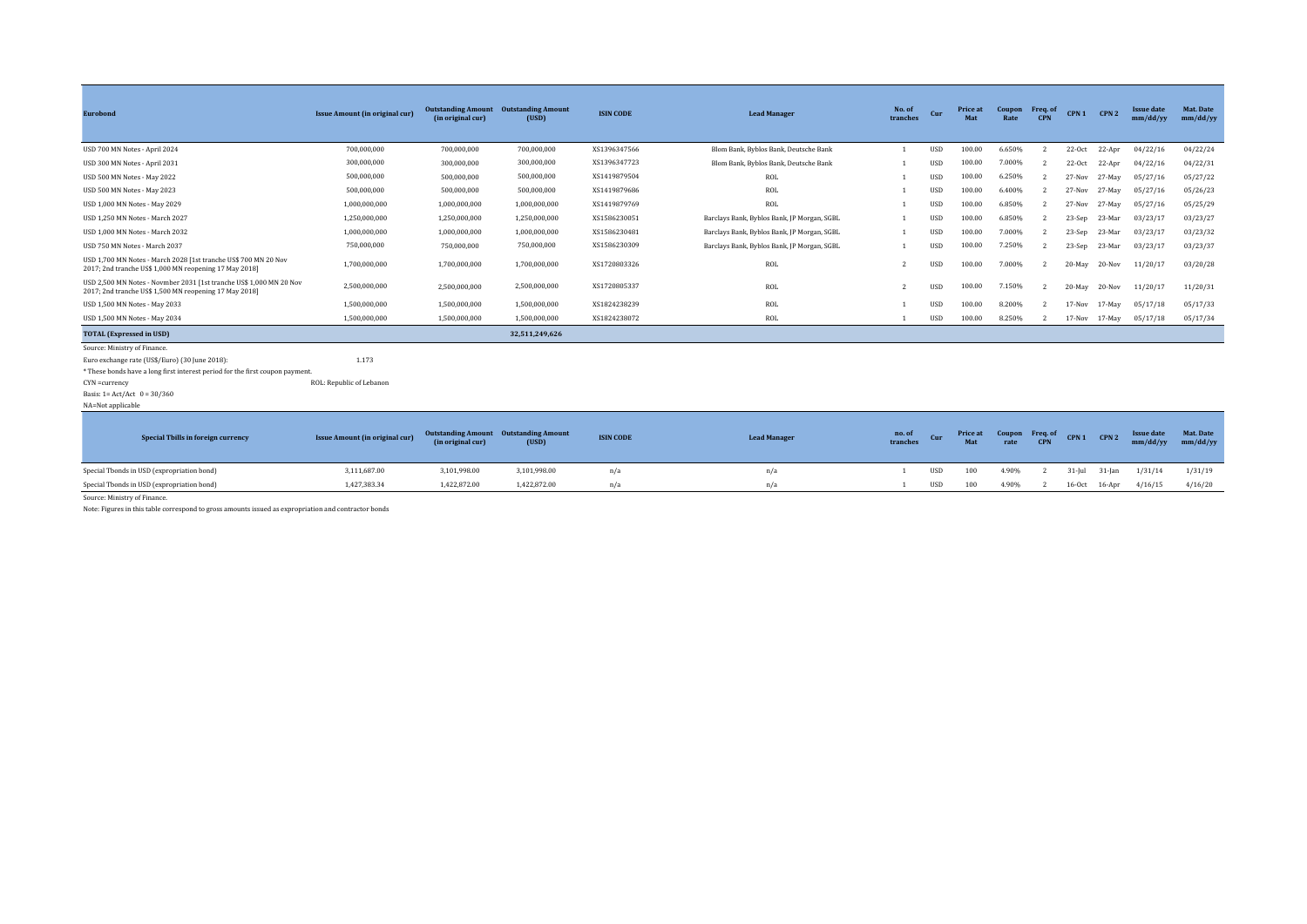| Eurobond | Issue Amount (in original cur) | Outstanding Amount (in original cur) | Outstanding Amount (USD) | ISIN CODE | Lead Manager | No. of tranches | Cur | Price at Mat | Coupon Rate | Freq. of CPN | CPN 1 | CPN 2 | Issue date mm/dd/yy | Mat. Date mm/dd/yy |
|---|---|---|---|---|---|---|---|---|---|---|---|---|---|---|
| USD 700 MN Notes - April 2024 | 700,000,000 | 700,000,000 | 700,000,000 | XS1396347566 | Blom Bank, Byblos Bank, Deutsche Bank | 1 | USD | 100.00 | 6.650% | 2 | 22-Oct | 22-Apr | 04/22/16 | 04/22/24 |
| USD 300 MN Notes - April 2031 | 300,000,000 | 300,000,000 | 300,000,000 | XS1396347723 | Blom Bank, Byblos Bank, Deutsche Bank | 1 | USD | 100.00 | 7.000% | 2 | 22-Oct | 22-Apr | 04/22/16 | 04/22/31 |
| USD 500 MN Notes - May 2022 | 500,000,000 | 500,000,000 | 500,000,000 | XS1419879504 | ROL | 1 | USD | 100.00 | 6.250% | 2 | 27-Nov | 27-May | 05/27/16 | 05/27/22 |
| USD 500 MN Notes - May 2023 | 500,000,000 | 500,000,000 | 500,000,000 | XS1419879686 | ROL | 1 | USD | 100.00 | 6.400% | 2 | 27-Nov | 27-May | 05/27/16 | 05/26/23 |
| USD 1,000 MN Notes - May 2029 | 1,000,000,000 | 1,000,000,000 | 1,000,000,000 | XS1419879769 | ROL | 1 | USD | 100.00 | 6.850% | 2 | 27-Nov | 27-May | 05/27/16 | 05/25/29 |
| USD 1,250 MN Notes - March 2027 | 1,250,000,000 | 1,250,000,000 | 1,250,000,000 | XS1586230051 | Barclays Bank, Byblos Bank, JP Morgan, SGBL | 1 | USD | 100.00 | 6.850% | 2 | 23-Sep | 23-Mar | 03/23/17 | 03/23/27 |
| USD 1,000 MN Notes - March 2032 | 1,000,000,000 | 1,000,000,000 | 1,000,000,000 | XS1586230481 | Barclays Bank, Byblos Bank, JP Morgan, SGBL | 1 | USD | 100.00 | 7.000% | 2 | 23-Sep | 23-Mar | 03/23/17 | 03/23/32 |
| USD 750 MN Notes - March 2037 | 750,000,000 | 750,000,000 | 750,000,000 | XS1586230309 | Barclays Bank, Byblos Bank, JP Morgan, SGBL | 1 | USD | 100.00 | 7.250% | 2 | 23-Sep | 23-Mar | 03/23/17 | 03/23/37 |
| USD 1,700 MN Notes - March 2028 [1st tranche US$ 700 MN 20 Nov 2017; 2nd tranche US$ 1,000 MN reopening 17 May 2018] | 1,700,000,000 | 1,700,000,000 | 1,700,000,000 | XS1720803326 | ROL | 2 | USD | 100.00 | 7.000% | 2 | 20-May | 20-Nov | 11/20/17 | 03/20/28 |
| USD 2,500 MN Notes - Novmber 2031 [1st tranche US$ 1,000 MN 20 Nov 2017; 2nd tranche US$ 1,500 MN reopening 17 May 2018] | 2,500,000,000 | 2,500,000,000 | 2,500,000,000 | XS1720805337 | ROL | 2 | USD | 100.00 | 7.150% | 2 | 20-May | 20-Nov | 11/20/17 | 11/20/31 |
| USD 1,500 MN Notes - May 2033 | 1,500,000,000 | 1,500,000,000 | 1,500,000,000 | XS1824238239 | ROL | 1 | USD | 100.00 | 8.200% | 2 | 17-Nov | 17-May | 05/17/18 | 05/17/33 |
| USD 1,500 MN Notes - May 2034 | 1,500,000,000 | 1,500,000,000 | 1,500,000,000 | XS1824238072 | ROL | 1 | USD | 100.00 | 8.250% | 2 | 17-Nov | 17-May | 05/17/18 | 05/17/34 |
| **TOTAL (Expressed in USD)** | | | **32,511,249,626** | | | | | | | | | | | |

Source: Ministry of Finance.

Euro exchange rate (US$/Euro) (30 June 2018): 1.173

* These bonds have a long first interest period for the first coupon payment.

CYN =currency — ROL: Republic of Lebanon

Basis: 1= Act/Act 0 = 30/360

NA=Not applicable

| Special Tbills in foreign currency | Issue Amount (in original cur) | Outstanding Amount (in original cur) | Outstanding Amount (USD) | ISIN CODE | Lead Manager | no. of tranches | Cur | Price at Mat | Coupon rate | Freq. of CPN | CPN 1 | CPN 2 | Issue date mm/dd/yy | Mat. Date mm/dd/yy |
|---|---|---|---|---|---|---|---|---|---|---|---|---|---|---|
| Special Tbonds in USD (expropriation bond) | 3,111,687.00 | 3,101,998.00 | 3,101,998.00 | n/a | n/a | 1 | USD | 100 | 4.90% | 2 | 31-Jul | 31-Jan | 1/31/14 | 1/31/19 |
| Special Tbonds in USD (expropriation bond) | 1,427,383.34 | 1,422,872.00 | 1,422,872.00 | n/a | n/a | 1 | USD | 100 | 4.90% | 2 | 16-Oct | 16-Apr | 4/16/15 | 4/16/20 |

Source: Ministry of Finance.

Note: Figures in this table correspond to gross amounts issued as expropriation and contractor bonds